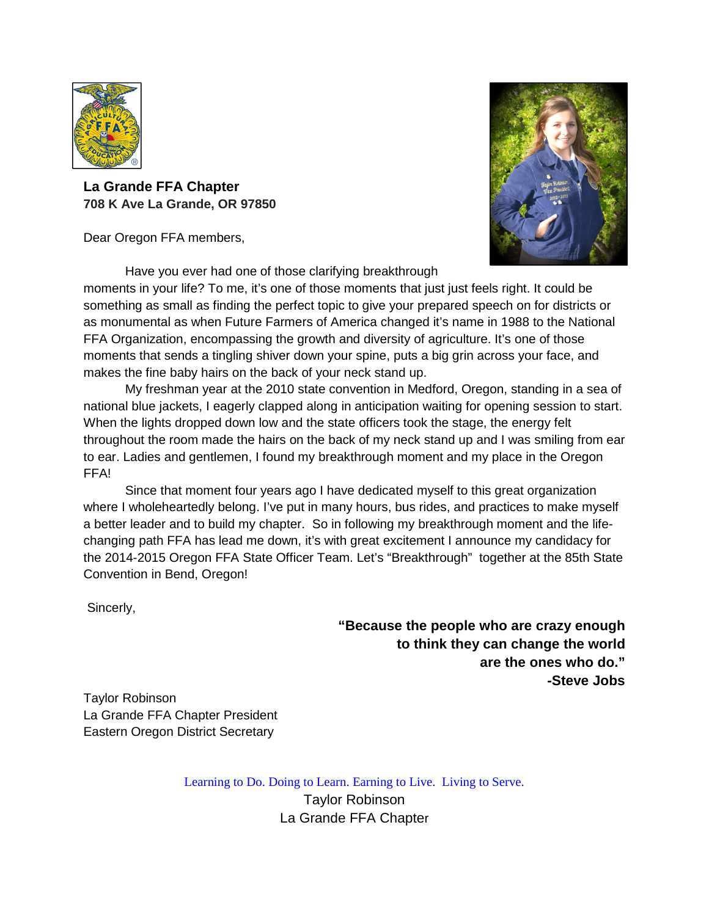**La Grande FFA Chapter**
**708 K Ave La Grande, OR 97850**

Dear Oregon FFA members,

Have you ever had one of those clarifying breakthrough moments in your life? To me, it's one of those moments that just just feels right. It could be something as small as finding the perfect topic to give your prepared speech on for districts or as monumental as when Future Farmers of America changed it's name in 1988 to the National FFA Organization, encompassing the growth and diversity of agriculture. It's one of those moments that sends a tingling shiver down your spine, puts a big grin across your face, and makes the fine baby hairs on the back of your neck stand up.

My freshman year at the 2010 state convention in Medford, Oregon, standing in a sea of national blue jackets, I eagerly clapped along in anticipation waiting for opening session to start. When the lights dropped down low and the state officers took the stage, the energy felt throughout the room made the hairs on the back of my neck stand up and I was smiling from ear to ear. Ladies and gentlemen, I found my breakthrough moment and my place in the Oregon FFA!

Since that moment four years ago I have dedicated myself to this great organization where I wholeheartedly belong. I've put in many hours, bus rides, and practices to make myself a better leader and to build my chapter. So in following my breakthrough moment and the life-changing path FFA has lead me down, it's with great excitement I announce my candidacy for the 2014-2015 Oregon FFA State Officer Team. Let's "Breakthrough" together at the 85th State Convention in Bend, Oregon!

Sincerly,

**"Because the people who are crazy enough to think they can change the world are the ones who do."**
**-Steve Jobs**

Taylor Robinson
La Grande FFA Chapter President
Eastern Oregon District Secretary

Learning to Do. Doing to Learn. Earning to Live. Living to Serve.
Taylor Robinson
La Grande FFA Chapter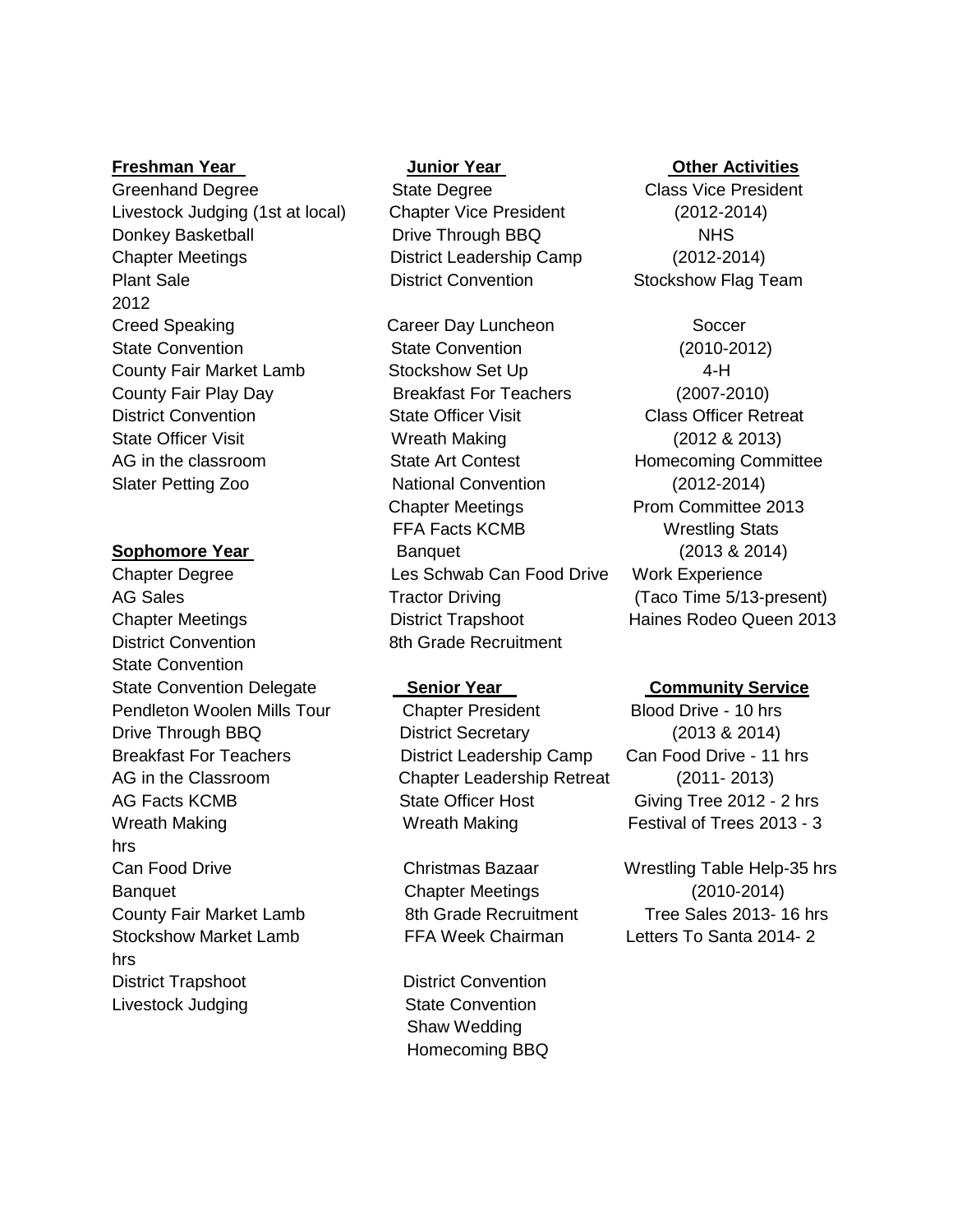**Freshman Year**

Greenhand Degree
Livestock Judging (1st at local)
Donkey Basketball
Chapter Meetings
Plant Sale
2012
Creed Speaking
State Convention
County Fair Market Lamb
County Fair Play Day
District Convention
State Officer Visit
AG in the classroom
Slater Petting Zoo

**Sophomore Year**

Chapter Degree
AG Sales
Chapter Meetings
District Convention
State Convention
State Convention Delegate
Pendleton Woolen Mills Tour
Drive Through BBQ
Breakfast For Teachers
AG in the Classroom
AG Facts KCMB
Wreath Making
hrs
Can Food Drive
Banquet
County Fair Market Lamb
Stockshow Market Lamb
hrs
District Trapshoot
Livestock Judging

**Junior Year**

State Degree
Chapter Vice President
Drive Through BBQ
District Leadership Camp
District Convention
Career Day Luncheon
State Convention
Stockshow Set Up
Breakfast For Teachers
State Officer Visit
Wreath Making
State Art Contest
National Convention
Chapter Meetings
FFA Facts KCMB
Banquet
Les Schwab Can Food Drive
Tractor Driving
District Trapshoot
8th Grade Recruitment

**Senior Year**

Chapter President
District Secretary
District Leadership Camp
Chapter Leadership Retreat
State Officer Host
Wreath Making
Christmas Bazaar
Chapter Meetings
8th Grade Recruitment
FFA Week Chairman
District Convention
State Convention
Shaw Wedding
Homecoming BBQ

**Other Activities**

Class Vice President
(2012-2014)
NHS
(2012-2014)
Stockshow Flag Team
Soccer
(2010-2012)
4-H
(2007-2010)
Class Officer Retreat
(2012 & 2013)
Homecoming Committee
(2012-2014)
Prom Committee 2013
Wrestling Stats
(2013 & 2014)
Work Experience
(Taco Time 5/13-present)
Haines Rodeo Queen 2013

**Community Service**

Blood Drive - 10 hrs
(2013 & 2014)
Can Food Drive - 11 hrs
(2011- 2013)
Giving Tree 2012 - 2 hrs
Festival of Trees 2013 - 3
Wrestling Table Help-35 hrs
(2010-2014)
Tree Sales 2013- 16 hrs
Letters To Santa 2014- 2